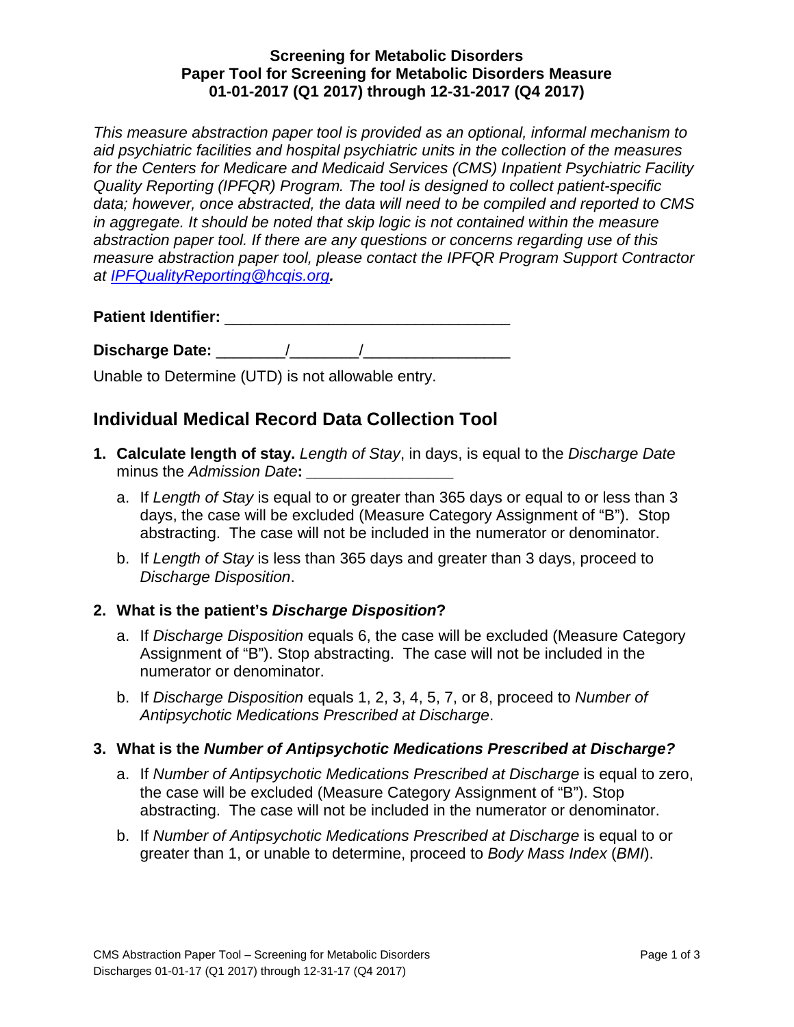**Screening for Metabolic Disorders**
**Paper Tool for Screening for Metabolic Disorders Measure**
**01-01-2017 (Q1 2017) through 12-31-2017 (Q4 2017)**

*This measure abstraction paper tool is provided as an optional, informal mechanism to aid psychiatric facilities and hospital psychiatric units in the collection of the measures for the Centers for Medicare and Medicaid Services (CMS) Inpatient Psychiatric Facility Quality Reporting (IPFQR) Program. The tool is designed to collect patient-specific data; however, once abstracted, the data will need to be compiled and reported to CMS in aggregate. It should be noted that skip logic is not contained within the measure abstraction paper tool. If there are any questions or concerns regarding use of this measure abstraction paper tool, please contact the IPFQR Program Support Contractor at [IPFQualityReporting@hcqis.org](mailto:IPFQualityReporting@hcqis.org).*

**Patient Identifier:** ________________________________

**Discharge Date:** ________/________/________________

Unable to Determine (UTD) is not allowable entry.

## Individual Medical Record Data Collection Tool

1. **Calculate length of stay.** *Length of Stay*, in days, is equal to the *Discharge Date* minus the *Admission Date***:** ________________
   a. If *Length of Stay* is equal to or greater than 365 days or equal to or less than 3 days, the case will be excluded (Measure Category Assignment of "B"). Stop abstracting. The case will not be included in the numerator or denominator.
   b. If *Length of Stay* is less than 365 days and greater than 3 days, proceed to *Discharge Disposition*.

2. **What is the patient's *Discharge Disposition*?**
   a. If *Discharge Disposition* equals 6, the case will be excluded (Measure Category Assignment of "B"). Stop abstracting. The case will not be included in the numerator or denominator.
   b. If *Discharge Disposition* equals 1, 2, 3, 4, 5, 7, or 8, proceed to *Number of Antipsychotic Medications Prescribed at Discharge*.

3. **What is the *Number of Antipsychotic Medications Prescribed at Discharge?***
   a. If *Number of Antipsychotic Medications Prescribed at Discharge* is equal to zero, the case will be excluded (Measure Category Assignment of "B"). Stop abstracting. The case will not be included in the numerator or denominator.
   b. If *Number of Antipsychotic Medications Prescribed at Discharge* is equal to or greater than 1, or unable to determine, proceed to *Body Mass Index* (*BMI*).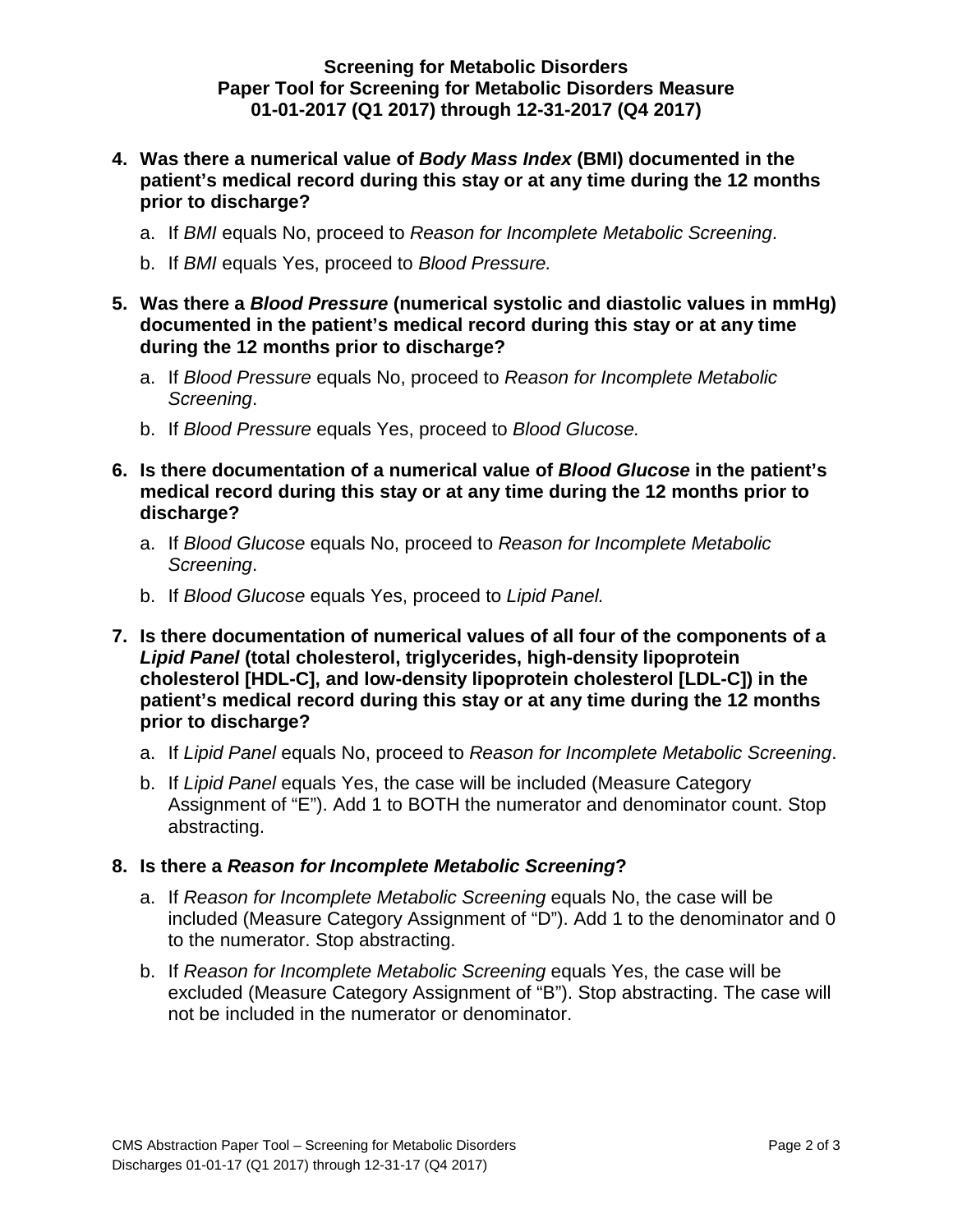**Screening for Metabolic Disorders**
**Paper Tool for Screening for Metabolic Disorders Measure**
**01-01-2017 (Q1 2017) through 12-31-2017 (Q4 2017)**

4. **Was there a numerical value of *Body Mass Index* (BMI) documented in the patient's medical record during this stay or at any time during the 12 months prior to discharge?**
   a. If *BMI* equals No, proceed to *Reason for Incomplete Metabolic Screening*.
   b. If *BMI* equals Yes, proceed to *Blood Pressure.*

5. **Was there a *Blood Pressure* (numerical systolic and diastolic values in mmHg) documented in the patient's medical record during this stay or at any time during the 12 months prior to discharge?**
   a. If *Blood Pressure* equals No, proceed to *Reason for Incomplete Metabolic Screening*.
   b. If *Blood Pressure* equals Yes, proceed to *Blood Glucose.*

6. **Is there documentation of a numerical value of *Blood Glucose* in the patient's medical record during this stay or at any time during the 12 months prior to discharge?**
   a. If *Blood Glucose* equals No, proceed to *Reason for Incomplete Metabolic Screening*.
   b. If *Blood Glucose* equals Yes, proceed to *Lipid Panel.*

7. **Is there documentation of numerical values of all four of the components of a *Lipid Panel* (total cholesterol, triglycerides, high-density lipoprotein cholesterol [HDL-C], and low-density lipoprotein cholesterol [LDL-C]) in the patient's medical record during this stay or at any time during the 12 months prior to discharge?**
   a. If *Lipid Panel* equals No, proceed to *Reason for Incomplete Metabolic Screening*.
   b. If *Lipid Panel* equals Yes, the case will be included (Measure Category Assignment of "E"). Add 1 to BOTH the numerator and denominator count. Stop abstracting.

8. **Is there a *Reason for Incomplete Metabolic Screening*?**
   a. If *Reason for Incomplete Metabolic Screening* equals No, the case will be included (Measure Category Assignment of "D"). Add 1 to the denominator and 0 to the numerator. Stop abstracting.
   b. If *Reason for Incomplete Metabolic Screening* equals Yes, the case will be excluded (Measure Category Assignment of "B"). Stop abstracting. The case will not be included in the numerator or denominator.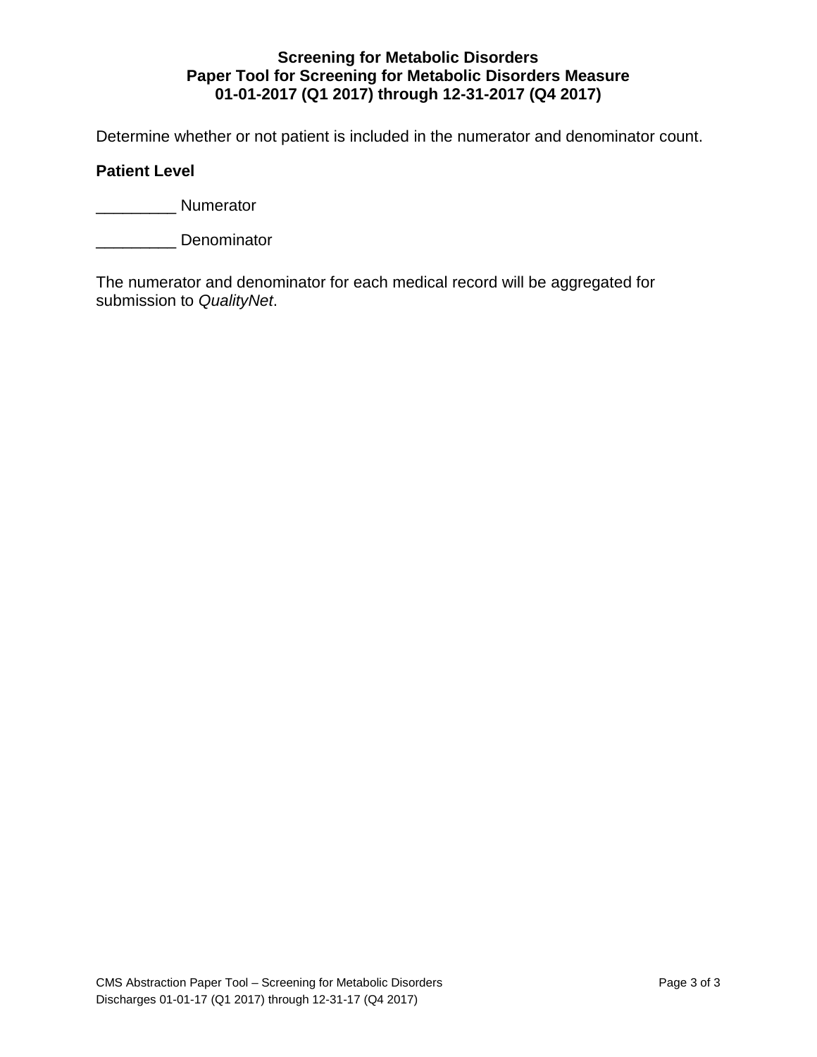**Screening for Metabolic Disorders**
**Paper Tool for Screening for Metabolic Disorders Measure**
**01-01-2017 (Q1 2017) through 12-31-2017 (Q4 2017)**

Determine whether or not patient is included in the numerator and denominator count.

**Patient Level**

_________ Numerator

_________ Denominator

The numerator and denominator for each medical record will be aggregated for submission to *QualityNet*.